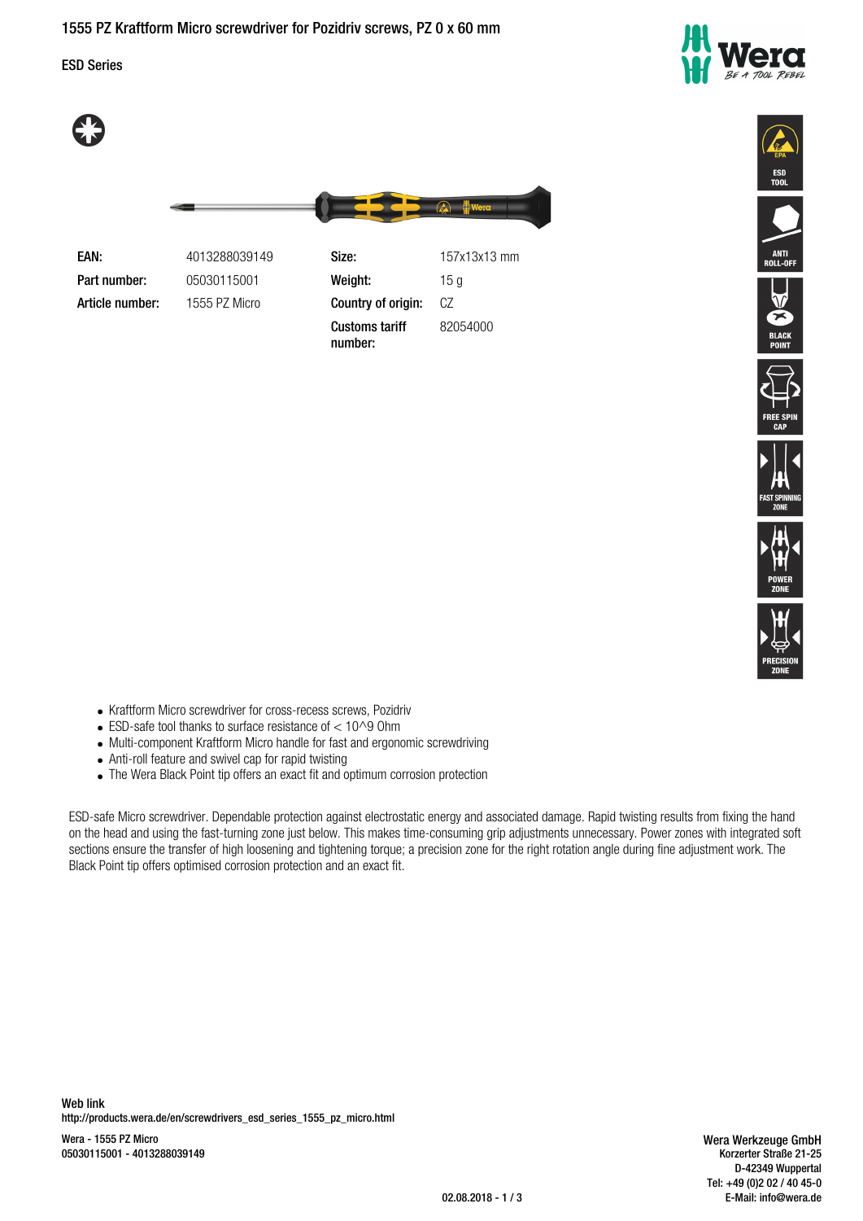# 1555 PZ Kraftform Micro screwdriver for Pozidriv screws, PZ 0 x 60 mm

ESD Series

| | | | |
|---|---|---|---|
| **EAN:** | 4013288039149 | **Size:** | 157x13x13 mm |
| **Part number:** | 05030115001 | **Weight:** | 15 g |
| **Article number:** | 1555 PZ Micro | **Country of origin:** | CZ |
| | | **Customs tariff number:** | 82054000 |

ESD TOOL

ANTI ROLL-OFF

BLACK POINT

FREE SPIN CAP

FAST SPINNING ZONE

POWER ZONE

PRECISION ZONE

- Kraftform Micro screwdriver for cross-recess screws, Pozidriv
- ESD-safe tool thanks to surface resistance of < 10^9 Ohm
- Multi-component Kraftform Micro handle for fast and ergonomic screwdriving
- Anti-roll feature and swivel cap for rapid twisting
- The Wera Black Point tip offers an exact fit and optimum corrosion protection

ESD-safe Micro screwdriver. Dependable protection against electrostatic energy and associated damage. Rapid twisting results from fixing the hand on the head and using the fast-turning zone just below. This makes time-consuming grip adjustments unnecessary. Power zones with integrated soft sections ensure the transfer of high loosening and tightening torque; a precision zone for the right rotation angle during fine adjustment work. The Black Point tip offers optimised corrosion protection and an exact fit.

**Web link**
http://products.wera.de/en/screwdrivers_esd_series_1555_pz_micro.html

Wera - 1555 PZ Micro
05030115001 - 4013288039149

Wera Werkzeuge GmbH
Korzerter Straße 21-25
D-42349 Wuppertal
Tel: +49 (0)2 02 / 40 45-0
E-Mail: info@wera.de

02.08.2018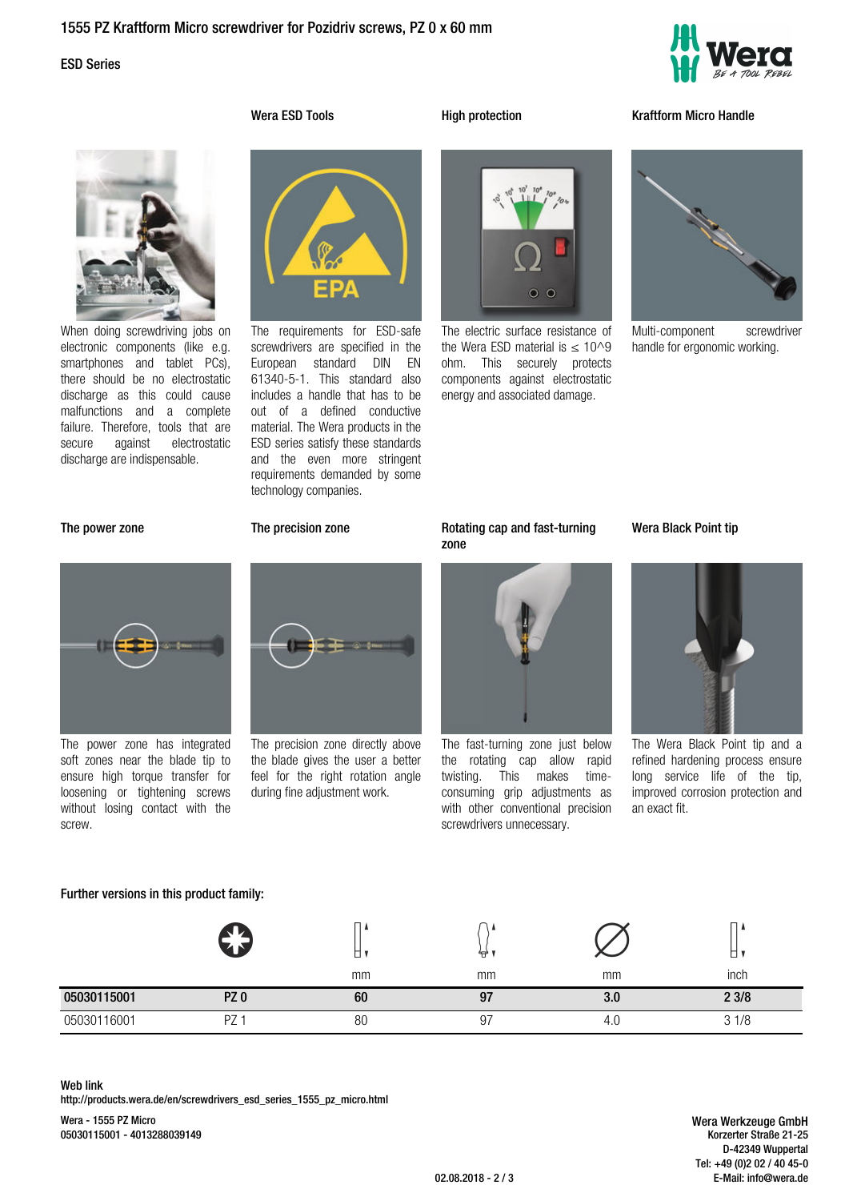# 1555 PZ Kraftform Micro screwdriver for Pozidriv screws, PZ 0 x 60 mm

ESD Series

When doing screwdriving jobs on electronic components (like e.g. smartphones and tablet PCs), there should be no electrostatic discharge as this could cause malfunctions and a complete failure. Therefore, tools that are secure against electrostatic discharge are indispensable.

### Wera ESD Tools

The requirements for ESD-safe screwdrivers are specified in the European standard DIN EN 61340-5-1. This standard also includes a handle that has to be out of a defined conductive material. The Wera products in the ESD series satisfy these standards and the even more stringent requirements demanded by some technology companies.

### High protection

The electric surface resistance of the Wera ESD material is ≤ 10^9 ohm. This securely protects components against electrostatic energy and associated damage.

### Kraftform Micro Handle

Multi-component screwdriver handle for ergonomic working.

### The power zone

The power zone has integrated soft zones near the blade tip to ensure high torque transfer for loosening or tightening screws without losing contact with the screw.

### The precision zone

The precision zone directly above the blade gives the user a better feel for the right rotation angle during fine adjustment work.

### Rotating cap and fast-turning zone

The fast-turning zone just below the rotating cap allow rapid twisting. This makes time-consuming grip adjustments as with other conventional precision screwdrivers unnecessary.

### Wera Black Point tip

The Wera Black Point tip and a refined hardening process ensure long service life of the tip, improved corrosion protection and an exact fit.

### Further versions in this product family:

| | | mm | mm | mm | inch |
|---|---|---|---|---|---|
| **05030115001** | **PZ 0** | **60** | **97** | **3.0** | **2 3/8** |
| 05030116001 | PZ 1 | 80 | 97 | 4.0 | 3 1/8 |

**Web link**
http://products.wera.de/en/screwdrivers_esd_series_1555_pz_micro.html

Wera - 1555 PZ Micro
05030115001 - 4013288039149

Wera Werkzeuge GmbH
Korzerter Straße 21-25
D-42349 Wuppertal
Tel: +49 (0)2 02 / 40 45-0
E-Mail: info@wera.de

02.08.2018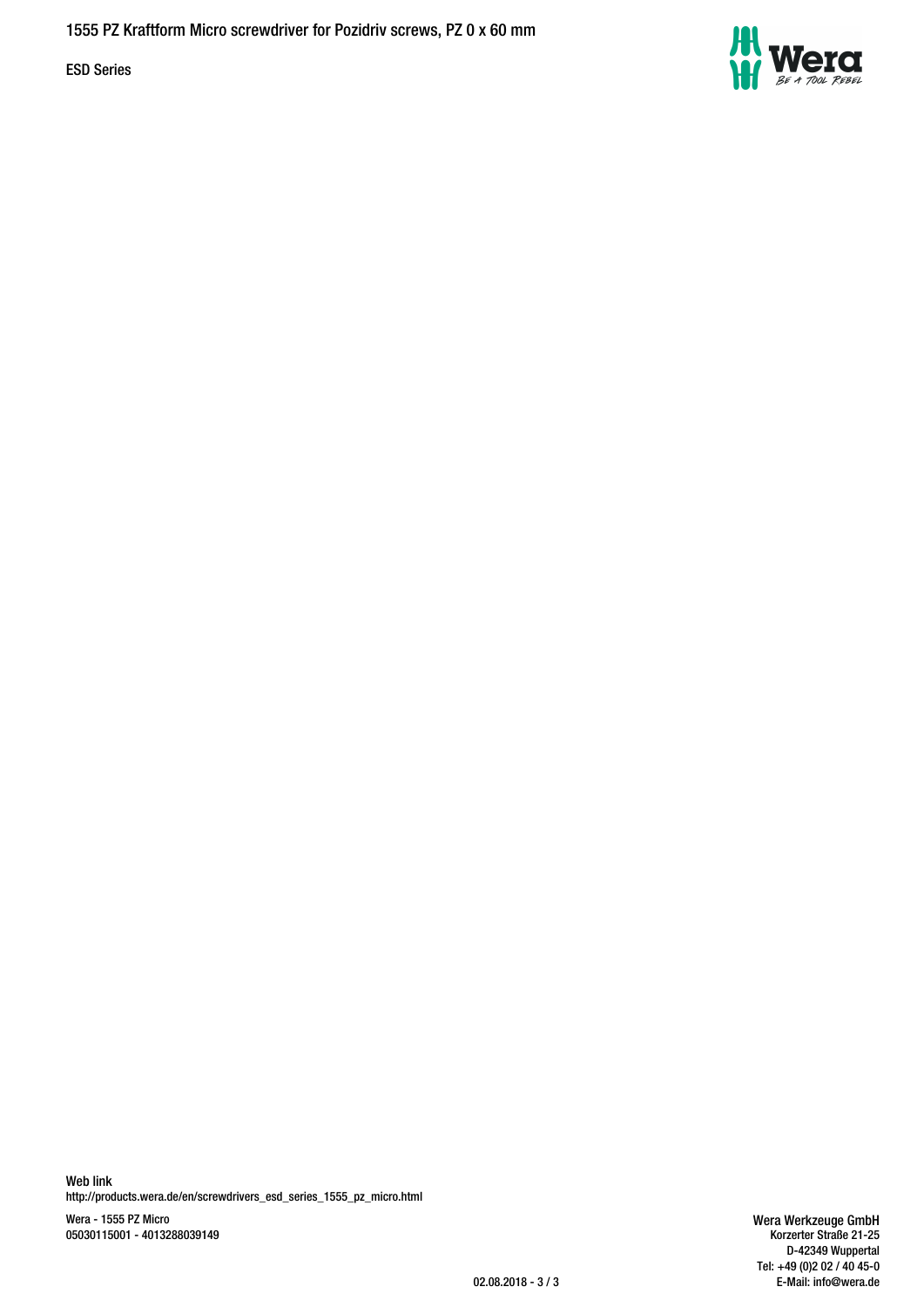Web link
http://products.wera.de/en/screwdrivers_esd_series_1555_pz_micro.html

Wera - 1555 PZ Micro
05030115001 - 4013288039149

Wera Werkzeuge GmbH
Korzerter Straße 21-25
D-42349 Wuppertal
Tel: +49 (0)2 02 / 40 45-0
E-Mail: info@wera.de